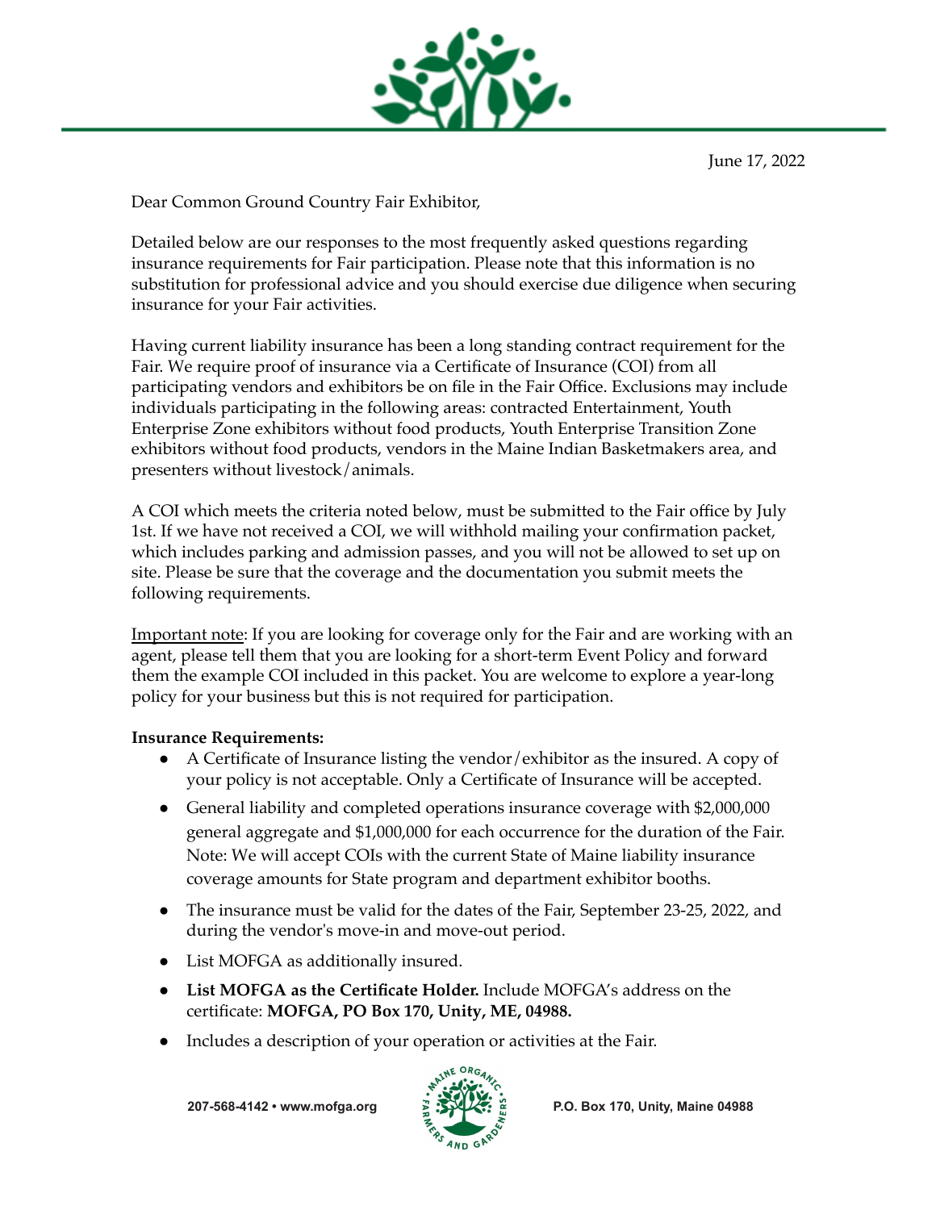June 17, 2022

Dear Common Ground Country Fair Exhibitor,

Detailed below are our responses to the most frequently asked questions regarding insurance requirements for Fair participation. Please note that this information is no substitution for professional advice and you should exercise due diligence when securing insurance for your Fair activities.

Having current liability insurance has been a long standing contract requirement for the Fair. We require proof of insurance via a Certificate of Insurance (COI) from all participating vendors and exhibitors be on file in the Fair Office. Exclusions may include individuals participating in the following areas: contracted Entertainment, Youth Enterprise Zone exhibitors without food products, Youth Enterprise Transition Zone exhibitors without food products, vendors in the Maine Indian Basketmakers area, and presenters without livestock/animals.

A COI which meets the criteria noted below, must be submitted to the Fair office by July 1st. If we have not received a COI, we will withhold mailing your confirmation packet, which includes parking and admission passes, and you will not be allowed to set up on site. Please be sure that the coverage and the documentation you submit meets the following requirements.

<u>Important note</u>: If you are looking for coverage only for the Fair and are working with an agent, please tell them that you are looking for a short-term Event Policy and forward them the example COI included in this packet. You are welcome to explore a year-long policy for your business but this is not required for participation.

**Insurance Requirements:**

- A Certificate of Insurance listing the vendor/exhibitor as the insured. A copy of your policy is not acceptable. Only a Certificate of Insurance will be accepted.
- General liability and completed operations insurance coverage with $2,000,000 general aggregate and $1,000,000 for each occurrence for the duration of the Fair. Note: We will accept COIs with the current State of Maine liability insurance coverage amounts for State program and department exhibitor booths.
- The insurance must be valid for the dates of the Fair, September 23-25, 2022, and during the vendor's move-in and move-out period.
- List MOFGA as additionally insured.
- **List MOFGA as the Certificate Holder.** Include MOFGA's address on the certificate: **MOFGA, PO Box 170, Unity, ME, 04988.**
- Includes a description of your operation or activities at the Fair.

207-568-4142 • www.mofga.org — P.O. Box 170, Unity, Maine 04988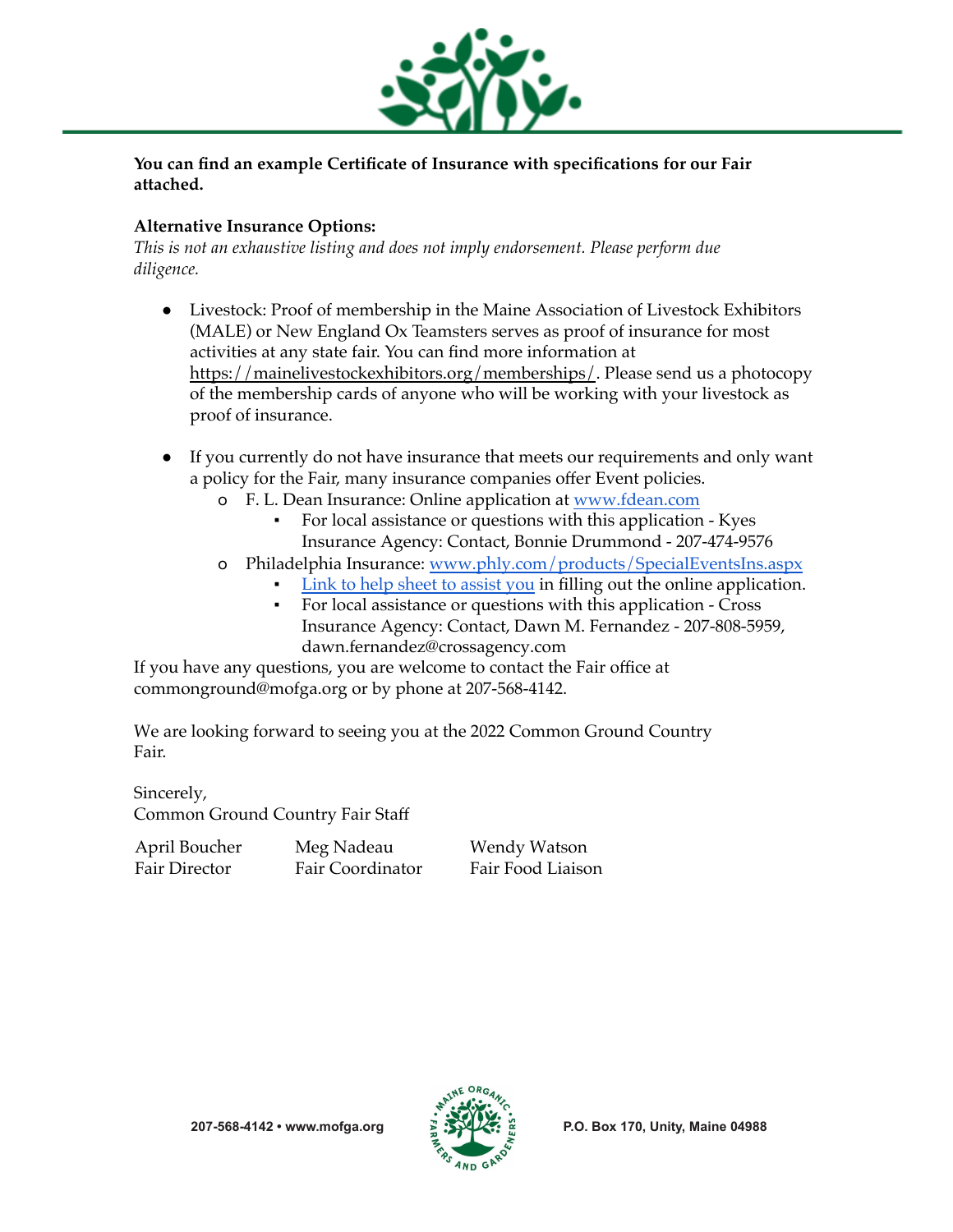**You can find an example Certificate of Insurance with specifications for our Fair attached.**

**Alternative Insurance Options:**
*This is not an exhaustive listing and does not imply endorsement. Please perform due diligence.*

- Livestock: Proof of membership in the Maine Association of Livestock Exhibitors (MALE) or New England Ox Teamsters serves as proof of insurance for most activities at any state fair. You can find more information at https://mainelivestockexhibitors.org/memberships/. Please send us a photocopy of the membership cards of anyone who will be working with your livestock as proof of insurance.

- If you currently do not have insurance that meets our requirements and only want a policy for the Fair, many insurance companies offer Event policies.
  - F. L. Dean Insurance: Online application at www.fdean.com
    - For local assistance or questions with this application - Kyes Insurance Agency: Contact, Bonnie Drummond - 207-474-9576
  - Philadelphia Insurance: www.phly.com/products/SpecialEventsIns.aspx
    - Link to help sheet to assist you in filling out the online application.
    - For local assistance or questions with this application - Cross Insurance Agency: Contact, Dawn M. Fernandez - 207-808-5959, dawn.fernandez@crossagency.com

If you have any questions, you are welcome to contact the Fair office at commonground@mofga.org or by phone at 207-568-4142.

We are looking forward to seeing you at the 2022 Common Ground Country Fair.

Sincerely,
Common Ground Country Fair Staff

April Boucher
Fair Director

Meg Nadeau
Fair Coordinator

Wendy Watson
Fair Food Liaison

207-568-4142 • www.mofga.org

MAINE ORGANIC FARMERS AND GARDENERS

P.O. Box 170, Unity, Maine 04988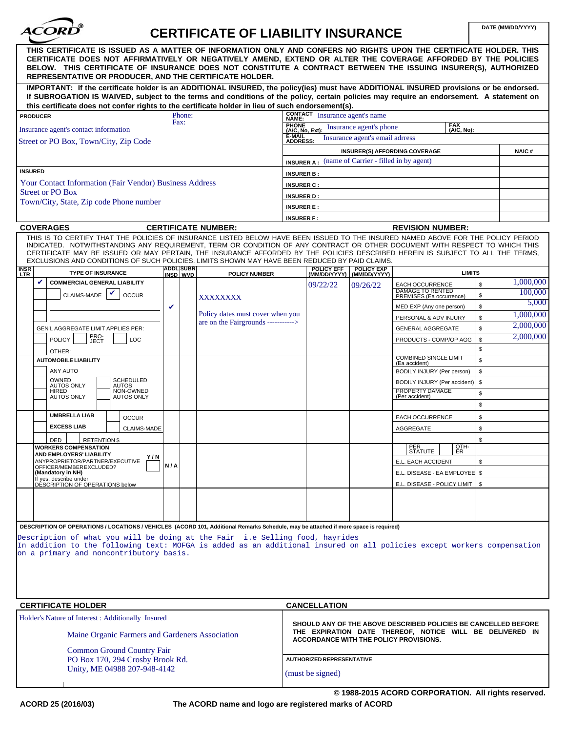# CERTIFICATE OF LIABILITY INSURANCE

ACORD®

DATE (MM/DD/YYYY)

**THIS CERTIFICATE IS ISSUED AS A MATTER OF INFORMATION ONLY AND CONFERS NO RIGHTS UPON THE CERTIFICATE HOLDER. THIS CERTIFICATE DOES NOT AFFIRMATIVELY OR NEGATIVELY AMEND, EXTEND OR ALTER THE COVERAGE AFFORDED BY THE POLICIES BELOW. THIS CERTIFICATE OF INSURANCE DOES NOT CONSTITUTE A CONTRACT BETWEEN THE ISSUING INSURER(S), AUTHORIZED REPRESENTATIVE OR PRODUCER, AND THE CERTIFICATE HOLDER.**

**IMPORTANT: If the certificate holder is an ADDITIONAL INSURED, the policy(ies) must have ADDITIONAL INSURED provisions or be endorsed. If SUBROGATION IS WAIVED, subject to the terms and conditions of the policy, certain policies may require an endorsement. A statement on this certificate does not confer rights to the certificate holder in lieu of such endorsement(s).**

| | |
|---|---|
| **PRODUCER** Phone: Fax:<br>Insurance agent's contact information<br>Street or PO Box, Town/City, Zip Code | **CONTACT NAME:** Insurance agent's name<br>**PHONE (A/C, No, Ext):** Insurance agent's phone **FAX (A/C, No):**<br>**E-MAIL ADDRESS:** Insurance agent's email adrress |
| | **INSURER(S) AFFORDING COVERAGE** — **NAIC #** |
| | **INSURER A:** (name of Carrier - filled in by agent) |
| **INSURED**<br>Your Contact Information (Fair Vendor) Business Address<br>Street or PO Box<br>Town/City, State, Zip code Phone number | **INSURER B:** |
| | **INSURER C:** |
| | **INSURER D:** |
| | **INSURER E:** |
| | **INSURER F:** |

**COVERAGES** **CERTIFICATE NUMBER:** **REVISION NUMBER:**

THIS IS TO CERTIFY THAT THE POLICIES OF INSURANCE LISTED BELOW HAVE BEEN ISSUED TO THE INSURED NAMED ABOVE FOR THE POLICY PERIOD INDICATED. NOTWITHSTANDING ANY REQUIREMENT, TERM OR CONDITION OF ANY CONTRACT OR OTHER DOCUMENT WITH RESPECT TO WHICH THIS CERTIFICATE MAY BE ISSUED OR MAY PERTAIN, THE INSURANCE AFFORDED BY THE POLICIES DESCRIBED HEREIN IS SUBJECT TO ALL THE TERMS, EXCLUSIONS AND CONDITIONS OF SUCH POLICIES. LIMITS SHOWN MAY HAVE BEEN REDUCED BY PAID CLAIMS.

| INSR LTR | TYPE OF INSURANCE | ADDL INSD | SUBR WVD | POLICY NUMBER | POLICY EFF (MM/DD/YYYY) | POLICY EXP (MM/DD/YYYY) | LIMITS | |
|---|---|---|---|---|---|---|---|---|
| | ✔ COMMERCIAL GENERAL LIABILITY | | | | 09/22/22 | 09/26/22 | EACH OCCURRENCE | $ 1,000,000 |
| | CLAIMS-MADE ✔ OCCUR | | | XXXXXXXX | | | DAMAGE TO RENTED PREMISES (Ea occurrence) | $ 100,000 |
| | | ✔ | | | | | MED EXP (Any one person) | $ 5,000 |
| | | | | Policy dates must cover when you are on the Fairgrounds -----------> | | | PERSONAL & ADV INJURY | $ 1,000,000 |
| | GEN'L AGGREGATE LIMIT APPLIES PER: | | | | | | GENERAL AGGREGATE | $ 2,000,000 |
| | POLICY PRO-JECT LOC | | | | | | PRODUCTS - COMP/OP AGG | $ 2,000,000 |
| | OTHER: | | | | | | | $ |
| | AUTOMOBILE LIABILITY | | | | | | COMBINED SINGLE LIMIT (Ea accident) | $ |
| | ANY AUTO | | | | | | BODILY INJURY (Per person) | $ |
| | OWNED AUTOS ONLY / SCHEDULED AUTOS | | | | | | BODILY INJURY (Per accident) | $ |
| | HIRED AUTOS ONLY / NON-OWNED AUTOS ONLY | | | | | | PROPERTY DAMAGE (Per accident) | $ |
| | | | | | | | | $ |
| | UMBRELLA LIAB / OCCUR | | | | | | EACH OCCURRENCE | $ |
| | EXCESS LIAB / CLAIMS-MADE | | | | | | AGGREGATE | $ |
| | DED / RETENTION $ | | | | | | | $ |
| | WORKERS COMPENSATION AND EMPLOYERS' LIABILITY Y/N | | | | | | PER STATUTE / OTH-ER | |
| | ANYPROPRIETOR/PARTNER/EXECUTIVE OFFICER/MEMBER EXCLUDED? (Mandatory in NH) | N/A | | | | | E.L. EACH ACCIDENT | $ |
| | If yes, describe under DESCRIPTION OF OPERATIONS below | | | | | | E.L. DISEASE - EA EMPLOYEE | $ |
| | | | | | | | E.L. DISEASE - POLICY LIMIT | $ |

**DESCRIPTION OF OPERATIONS / LOCATIONS / VEHICLES (ACORD 101, Additional Remarks Schedule, may be attached if more space is required)**

Description of what you will be doing at the Fair i.e Selling food, hayrides
In addition to the following text: MOFGA is added as an additional insured on all policies except workers compensation on a primary and noncontributory basis.

| **CERTIFICATE HOLDER** | **CANCELLATION** |
|---|---|
| Holder's Nature of Interest : Additionally Insured<br><br>Maine Organic Farmers and Gardeners Association<br><br>Common Ground Country Fair<br>PO Box 170, 294 Crosby Brook Rd.<br>Unity, ME 04988 207-948-4142 | **SHOULD ANY OF THE ABOVE DESCRIBED POLICIES BE CANCELLED BEFORE THE EXPIRATION DATE THEREOF, NOTICE WILL BE DELIVERED IN ACCORDANCE WITH THE POLICY PROVISIONS.**<br><br>**AUTHORIZED REPRESENTATIVE**<br>(must be signed) |

**© 1988-2015 ACORD CORPORATION. All rights reserved.**

**ACORD 25 (2016/03)** **The ACORD name and logo are registered marks of ACORD**